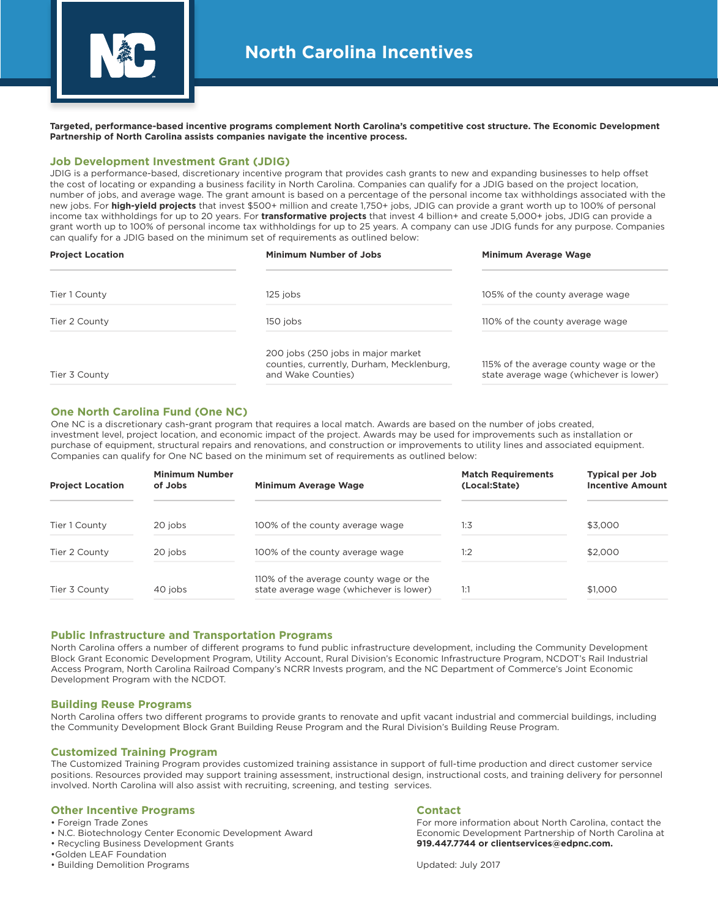# North Carolina Incentives

**Targeted, performance-based incentive programs complement North Carolina's competitive cost structure. The Economic Development Partnership of North Carolina assists companies navigate the incentive process.**

## Job Development Investment Grant (JDIG)

JDIG is a performance-based, discretionary incentive program that provides cash grants to new and expanding businesses to help offset the cost of locating or expanding a business facility in North Carolina. Companies can qualify for a JDIG based on the project location, number of jobs, and average wage. The grant amount is based on a percentage of the personal income tax withholdings associated with the new jobs. For **high-yield projects** that invest $500+ million and create 1,750+ jobs, JDIG can provide a grant worth up to 100% of personal income tax withholdings for up to 20 years. For **transformative projects** that invest 4 billion+ and create 5,000+ jobs, JDIG can provide a grant worth up to 100% of personal income tax withholdings for up to 25 years. A company can use JDIG funds for any purpose. Companies can qualify for a JDIG based on the minimum set of requirements as outlined below:

| Project Location | Minimum Number of Jobs | Minimum Average Wage |
|---|---|---|
| Tier 1 County | 125 jobs | 105% of the county average wage |
| Tier 2 County | 150 jobs | 110% of the county average wage |
| Tier 3 County | 200 jobs (250 jobs in major market counties, currently, Durham, Mecklenburg, and Wake Counties) | 115% of the average county wage or the state average wage (whichever is lower) |

## One North Carolina Fund (One NC)

One NC is a discretionary cash-grant program that requires a local match. Awards are based on the number of jobs created, investment level, project location, and economic impact of the project. Awards may be used for improvements such as installation or purchase of equipment, structural repairs and renovations, and construction or improvements to utility lines and associated equipment. Companies can qualify for One NC based on the minimum set of requirements as outlined below:

| Project Location | Minimum Number of Jobs | Minimum Average Wage | Match Requirements (Local:State) | Typical per Job Incentive Amount |
|---|---|---|---|---|
| Tier 1 County | 20 jobs | 100% of the county average wage | 1:3 | $3,000 |
| Tier 2 County | 20 jobs | 100% of the county average wage | 1:2 | $2,000 |
| Tier 3 County | 40 jobs | 110% of the average county wage or the state average wage (whichever is lower) | 1:1 | $1,000 |

## Public Infrastructure and Transportation Programs

North Carolina offers a number of different programs to fund public infrastructure development, including the Community Development Block Grant Economic Development Program, Utility Account, Rural Division's Economic Infrastructure Program, NCDOT's Rail Industrial Access Program, North Carolina Railroad Company's NCRR Invests program, and the NC Department of Commerce's Joint Economic Development Program with the NCDOT.

## Building Reuse Programs

North Carolina offers two different programs to provide grants to renovate and upfit vacant industrial and commercial buildings, including the Community Development Block Grant Building Reuse Program and the Rural Division's Building Reuse Program.

## Customized Training Program

The Customized Training Program provides customized training assistance in support of full-time production and direct customer service positions. Resources provided may support training assessment, instructional design, instructional costs, and training delivery for personnel involved. North Carolina will also assist with recruiting, screening, and testing services.

## Other Incentive Programs

- Foreign Trade Zones
- N.C. Biotechnology Center Economic Development Award
- Recycling Business Development Grants
- Golden LEAF Foundation
- Building Demolition Programs

## Contact

For more information about North Carolina, contact the Economic Development Partnership of North Carolina at **919.447.7744 or clientservices@edpnc.com.**

Updated: July 2017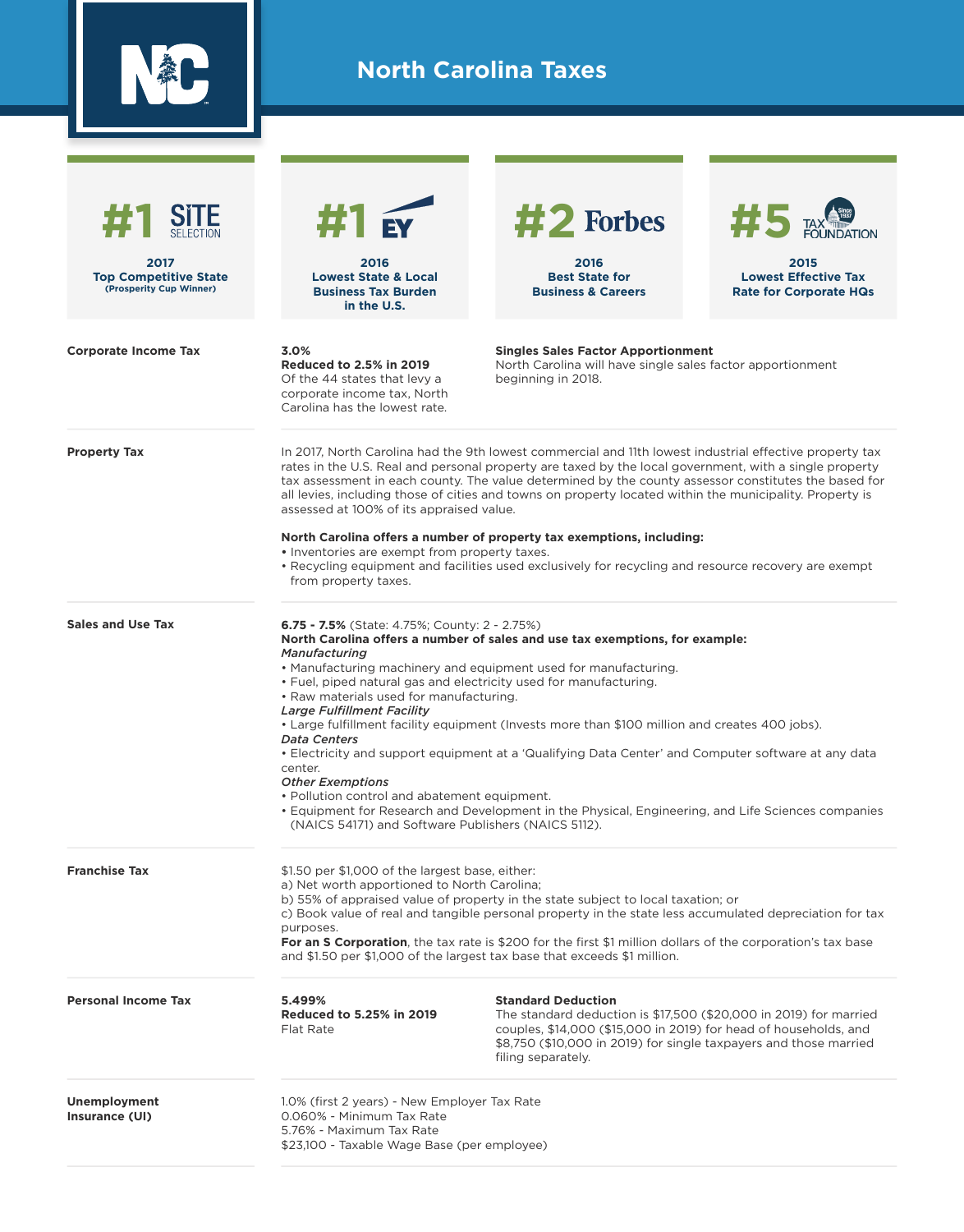# North Carolina Taxes

**#1 SITE SELECTION**
**2017**
**Top Competitive State**
**(Prosperity Cup Winner)**

**#1 EY**
**2016**
**Lowest State & Local Business Tax Burden in the U.S.**

**#2 Forbes**
**2016**
**Best State for Business & Careers**

**#5 TAX FOUNDATION**
**2015**
**Lowest Effective Tax Rate for Corporate HQs**

## Corporate Income Tax

**3.0%**
**Reduced to 2.5% in 2019**
Of the 44 states that levy a corporate income tax, North Carolina has the lowest rate.

**Singles Sales Factor Apportionment**
North Carolina will have single sales factor apportionment beginning in 2018.

## Property Tax

In 2017, North Carolina had the 9th lowest commercial and 11th lowest industrial effective property tax rates in the U.S. Real and personal property are taxed by the local government, with a single property tax assessment in each county. The value determined by the county assessor constitutes the based for all levies, including those of cities and towns on property located within the municipality. Property is assessed at 100% of its appraised value.

**North Carolina offers a number of property tax exemptions, including:**
- Inventories are exempt from property taxes.
- Recycling equipment and facilities used exclusively for recycling and resource recovery are exempt from property taxes.

## Sales and Use Tax

**6.75 - 7.5%** (State: 4.75%; County: 2 - 2.75%)
**North Carolina offers a number of sales and use tax exemptions, for example:**

***Manufacturing***
- Manufacturing machinery and equipment used for manufacturing.
- Fuel, piped natural gas and electricity used for manufacturing.
- Raw materials used for manufacturing.

***Large Fulfillment Facility***
- Large fulfillment facility equipment (Invests more than $100 million and creates 400 jobs).

***Data Centers***
- Electricity and support equipment at a 'Qualifying Data Center' and Computer software at any data center.

***Other Exemptions***
- Pollution control and abatement equipment.
- Equipment for Research and Development in the Physical, Engineering, and Life Sciences companies (NAICS 54171) and Software Publishers (NAICS 5112).

## Franchise Tax

$1.50 per $1,000 of the largest base, either:
a) Net worth apportioned to North Carolina;
b) 55% of appraised value of property in the state subject to local taxation; or
c) Book value of real and tangible personal property in the state less accumulated depreciation for tax purposes.
**For an S Corporation**, the tax rate is $200 for the first $1 million dollars of the corporation's tax base and $1.50 per $1,000 of the largest tax base that exceeds $1 million.

## Personal Income Tax

**5.499%**
**Reduced to 5.25% in 2019**
Flat Rate

**Standard Deduction**
The standard deduction is $17,500 ($20,000 in 2019) for married couples, $14,000 ($15,000 in 2019) for head of households, and $8,750 ($10,000 in 2019) for single taxpayers and those married filing separately.

## Unemployment Insurance (UI)

1.0% (first 2 years) - New Employer Tax Rate
0.060% - Minimum Tax Rate
5.76% - Maximum Tax Rate
$23,100 - Taxable Wage Base (per employee)